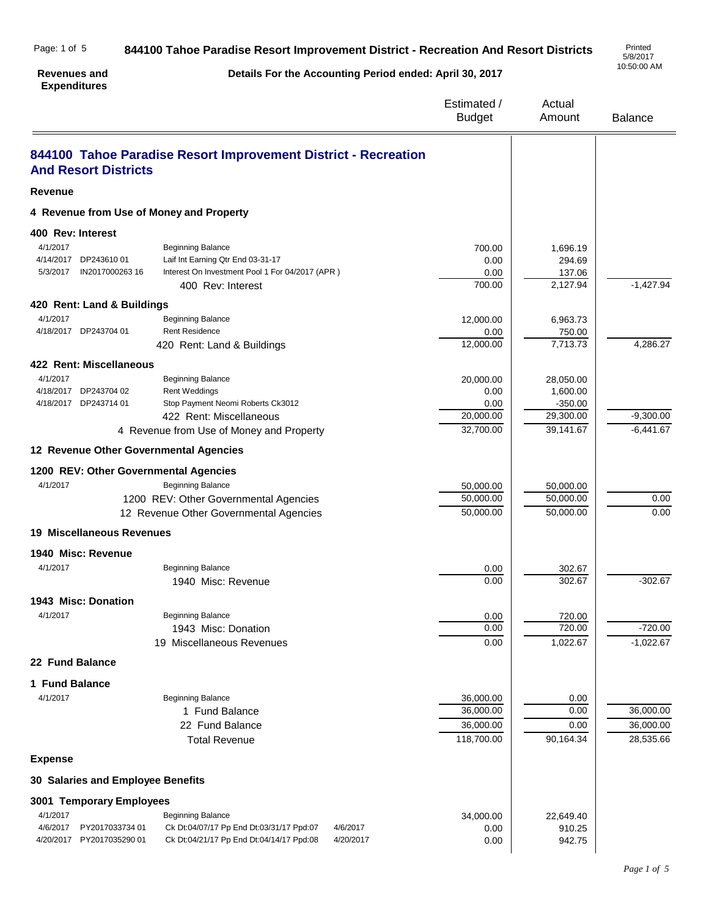# 844100 Tahoe Paradise Resort Improvement District - Recreation And Resort Districts

**Revenues and Expenditures**

**Details For the Accounting Period ended: April 30, 2017**

Printed 5/8/2017 10:50:00 AM

## 844100 Tahoe Paradise Resort Improvement District - Recreation And Resort Districts

| Date | Reference | Description | | Estimated / Budget | Actual Amount | Balance |
|---|---|---|---|---|---|---|
| **Revenue** | | | | | | |
| **4 Revenue from Use of Money and Property** | | | | | | |
| **400 Rev: Interest** | | | | | | |
| 4/1/2017 | | Beginning Balance | | 700.00 | 1,696.19 | |
| 4/14/2017 | DP243610 01 | Laif Int Earning Qtr End 03-31-17 | | 0.00 | 294.69 | |
| 5/3/2017 | IN2017000263 16 | Interest On Investment Pool 1 For 04/2017 (APR ) | | 0.00 | 137.06 | |
| | | 400 Rev: Interest | | 700.00 | 2,127.94 | -1,427.94 |
| **420 Rent: Land & Buildings** | | | | | | |
| 4/1/2017 | | Beginning Balance | | 12,000.00 | 6,963.73 | |
| 4/18/2017 | DP243704 01 | Rent Residence | | 0.00 | 750.00 | |
| | | 420 Rent: Land & Buildings | | 12,000.00 | 7,713.73 | 4,286.27 |
| **422 Rent: Miscellaneous** | | | | | | |
| 4/1/2017 | | Beginning Balance | | 20,000.00 | 28,050.00 | |
| 4/18/2017 | DP243704 02 | Rent Weddings | | 0.00 | 1,600.00 | |
| 4/18/2017 | DP243714 01 | Stop Payment Neomi Roberts Ck3012 | | 0.00 | -350.00 | |
| | | 422 Rent: Miscellaneous | | 20,000.00 | 29,300.00 | -9,300.00 |
| | | 4 Revenue from Use of Money and Property | | 32,700.00 | 39,141.67 | -6,441.67 |
| **12 Revenue Other Governmental Agencies** | | | | | | |
| **1200 REV: Other Governmental Agencies** | | | | | | |
| 4/1/2017 | | Beginning Balance | | 50,000.00 | 50,000.00 | |
| | | 1200 REV: Other Governmental Agencies | | 50,000.00 | 50,000.00 | 0.00 |
| | | 12 Revenue Other Governmental Agencies | | 50,000.00 | 50,000.00 | 0.00 |
| **19 Miscellaneous Revenues** | | | | | | |
| **1940 Misc: Revenue** | | | | | | |
| 4/1/2017 | | Beginning Balance | | 0.00 | 302.67 | |
| | | 1940 Misc: Revenue | | 0.00 | 302.67 | -302.67 |
| **1943 Misc: Donation** | | | | | | |
| 4/1/2017 | | Beginning Balance | | 0.00 | 720.00 | |
| | | 1943 Misc: Donation | | 0.00 | 720.00 | -720.00 |
| | | 19 Miscellaneous Revenues | | 0.00 | 1,022.67 | -1,022.67 |
| **22 Fund Balance** | | | | | | |
| **1 Fund Balance** | | | | | | |
| 4/1/2017 | | Beginning Balance | | 36,000.00 | 0.00 | |
| | | 1 Fund Balance | | 36,000.00 | 0.00 | 36,000.00 |
| | | 22 Fund Balance | | 36,000.00 | 0.00 | 36,000.00 |
| | | Total Revenue | | 118,700.00 | 90,164.34 | 28,535.66 |
| **Expense** | | | | | | |
| **30 Salaries and Employee Benefits** | | | | | | |
| **3001 Temporary Employees** | | | | | | |
| 4/1/2017 | | Beginning Balance | | 34,000.00 | 22,649.40 | |
| 4/6/2017 | PY2017033734 01 | Ck Dt:04/07/17 Pp End Dt:03/31/17 Ppd:07 | 4/6/2017 | 0.00 | 910.25 | |
| 4/20/2017 | PY2017035290 01 | Ck Dt:04/21/17 Pp End Dt:04/14/17 Ppd:08 | 4/20/2017 | 0.00 | 942.75 | |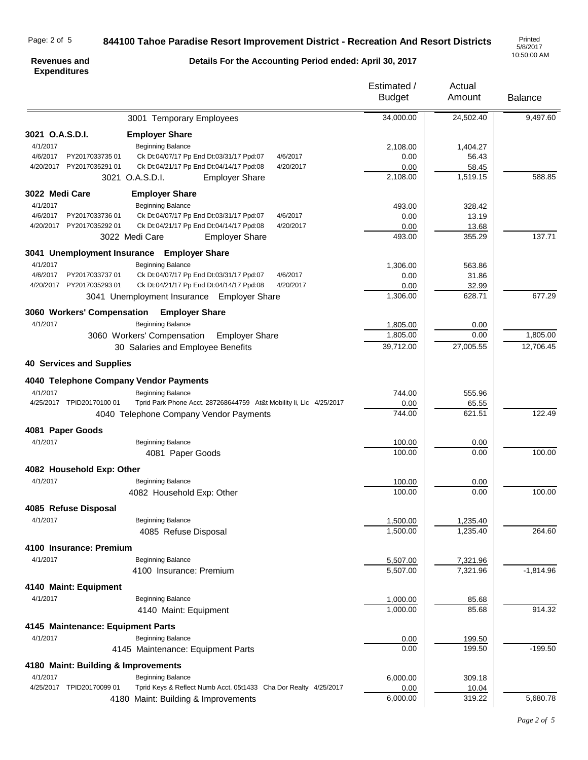**844100 Tahoe Paradise Resort Improvement District - Recreation And Resort Districts**

**Revenues and Expenditures**

**Details For the Accounting Period ended: April 30, 2017**

Printed 5/8/2017 10:50:00 AM

| Date | Reference | Description | Date | Estimated / Budget | Actual Amount | Balance |
|---|---|---|---|---|---|---|
| | | 3001 Temporary Employees | | 34,000.00 | 24,502.40 | 9,497.60 |
| **3021 O.A.S.D.I.** | | **Employer Share** | | | | |
| 4/1/2017 | | Beginning Balance | | 2,108.00 | 1,404.27 | |
| 4/6/2017 | PY2017033735 01 | Ck Dt:04/07/17 Pp End Dt:03/31/17 Ppd:07 | 4/6/2017 | 0.00 | 56.43 | |
| 4/20/2017 | PY2017035291 01 | Ck Dt:04/21/17 Pp End Dt:04/14/17 Ppd:08 | 4/20/2017 | 0.00 | 58.45 | |
| | | 3021 O.A.S.D.I. Employer Share | | 2,108.00 | 1,519.15 | 588.85 |
| **3022 Medi Care** | | **Employer Share** | | | | |
| 4/1/2017 | | Beginning Balance | | 493.00 | 328.42 | |
| 4/6/2017 | PY2017033736 01 | Ck Dt:04/07/17 Pp End Dt:03/31/17 Ppd:07 | 4/6/2017 | 0.00 | 13.19 | |
| 4/20/2017 | PY2017035292 01 | Ck Dt:04/21/17 Pp End Dt:04/14/17 Ppd:08 | 4/20/2017 | 0.00 | 13.68 | |
| | | 3022 Medi Care Employer Share | | 493.00 | 355.29 | 137.71 |
| **3041 Unemployment Insurance** | | **Employer Share** | | | | |
| 4/1/2017 | | Beginning Balance | | 1,306.00 | 563.86 | |
| 4/6/2017 | PY2017033737 01 | Ck Dt:04/07/17 Pp End Dt:03/31/17 Ppd:07 | 4/6/2017 | 0.00 | 31.86 | |
| 4/20/2017 | PY2017035293 01 | Ck Dt:04/21/17 Pp End Dt:04/14/17 Ppd:08 | 4/20/2017 | 0.00 | 32.99 | |
| | | 3041 Unemployment Insurance Employer Share | | 1,306.00 | 628.71 | 677.29 |
| **3060 Workers' Compensation** | | **Employer Share** | | | | |
| 4/1/2017 | | Beginning Balance | | 1,805.00 | 0.00 | |
| | | 3060 Workers' Compensation Employer Share | | 1,805.00 | 0.00 | 1,805.00 |
| | | 30 Salaries and Employee Benefits | | 39,712.00 | 27,005.55 | 12,706.45 |
| **40 Services and Supplies** | | | | | | |
| **4040 Telephone Company Vendor Payments** | | | | | | |
| 4/1/2017 | | Beginning Balance | | 744.00 | 555.96 | |
| 4/25/2017 | TPID20170100 01 | Tprid Park Phone Acct. 287268644759 At&t Mobility Ii, Llc | 4/25/2017 | 0.00 | 65.55 | |
| | | 4040 Telephone Company Vendor Payments | | 744.00 | 621.51 | 122.49 |
| **4081 Paper Goods** | | | | | | |
| 4/1/2017 | | Beginning Balance | | 100.00 | 0.00 | |
| | | 4081 Paper Goods | | 100.00 | 0.00 | 100.00 |
| **4082 Household Exp: Other** | | | | | | |
| 4/1/2017 | | Beginning Balance | | 100.00 | 0.00 | |
| | | 4082 Household Exp: Other | | 100.00 | 0.00 | 100.00 |
| **4085 Refuse Disposal** | | | | | | |
| 4/1/2017 | | Beginning Balance | | 1,500.00 | 1,235.40 | |
| | | 4085 Refuse Disposal | | 1,500.00 | 1,235.40 | 264.60 |
| **4100 Insurance: Premium** | | | | | | |
| 4/1/2017 | | Beginning Balance | | 5,507.00 | 7,321.96 | |
| | | 4100 Insurance: Premium | | 5,507.00 | 7,321.96 | -1,814.96 |
| **4140 Maint: Equipment** | | | | | | |
| 4/1/2017 | | Beginning Balance | | 1,000.00 | 85.68 | |
| | | 4140 Maint: Equipment | | 1,000.00 | 85.68 | 914.32 |
| **4145 Maintenance: Equipment Parts** | | | | | | |
| 4/1/2017 | | Beginning Balance | | 0.00 | 199.50 | |
| | | 4145 Maintenance: Equipment Parts | | 0.00 | 199.50 | -199.50 |
| **4180 Maint: Building & Improvements** | | | | | | |
| 4/1/2017 | | Beginning Balance | | 6,000.00 | 309.18 | |
| 4/25/2017 | TPID20170099 01 | Tprid Keys & Reflect Numb Acct. 05t1433 Cha Dor Realty | 4/25/2017 | 0.00 | 10.04 | |
| | | 4180 Maint: Building & Improvements | | 6,000.00 | 319.22 | 5,680.78 |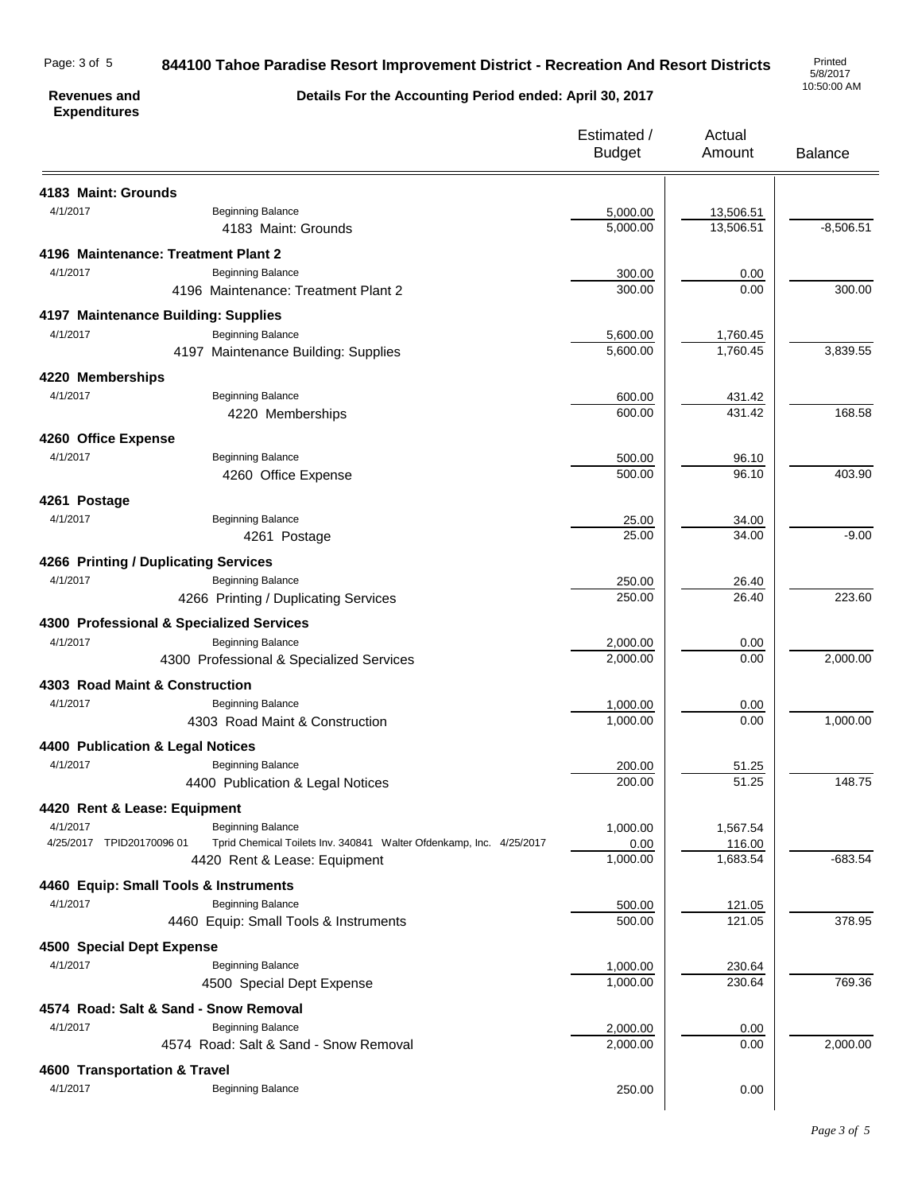**844100 Tahoe Paradise Resort Improvement District - Recreation And Resort Districts**

Printed 5/8/2017 10:50:00 AM

**Revenues and Expenditures**

**Details For the Accounting Period ended: April 30, 2017**

| | | Estimated / Budget | Actual Amount | Balance |
|---|---|---|---|---|
| **4183 Maint: Grounds** | | | | |
| 4/1/2017 | Beginning Balance | 5,000.00 | 13,506.51 | |
| | 4183 Maint: Grounds | 5,000.00 | 13,506.51 | -8,506.51 |
| **4196 Maintenance: Treatment Plant 2** | | | | |
| 4/1/2017 | Beginning Balance | 300.00 | 0.00 | |
| | 4196 Maintenance: Treatment Plant 2 | 300.00 | 0.00 | 300.00 |
| **4197 Maintenance Building: Supplies** | | | | |
| 4/1/2017 | Beginning Balance | 5,600.00 | 1,760.45 | |
| | 4197 Maintenance Building: Supplies | 5,600.00 | 1,760.45 | 3,839.55 |
| **4220 Memberships** | | | | |
| 4/1/2017 | Beginning Balance | 600.00 | 431.42 | |
| | 4220 Memberships | 600.00 | 431.42 | 168.58 |
| **4260 Office Expense** | | | | |
| 4/1/2017 | Beginning Balance | 500.00 | 96.10 | |
| | 4260 Office Expense | 500.00 | 96.10 | 403.90 |
| **4261 Postage** | | | | |
| 4/1/2017 | Beginning Balance | 25.00 | 34.00 | |
| | 4261 Postage | 25.00 | 34.00 | -9.00 |
| **4266 Printing / Duplicating Services** | | | | |
| 4/1/2017 | Beginning Balance | 250.00 | 26.40 | |
| | 4266 Printing / Duplicating Services | 250.00 | 26.40 | 223.60 |
| **4300 Professional & Specialized Services** | | | | |
| 4/1/2017 | Beginning Balance | 2,000.00 | 0.00 | |
| | 4300 Professional & Specialized Services | 2,000.00 | 0.00 | 2,000.00 |
| **4303 Road Maint & Construction** | | | | |
| 4/1/2017 | Beginning Balance | 1,000.00 | 0.00 | |
| | 4303 Road Maint & Construction | 1,000.00 | 0.00 | 1,000.00 |
| **4400 Publication & Legal Notices** | | | | |
| 4/1/2017 | Beginning Balance | 200.00 | 51.25 | |
| | 4400 Publication & Legal Notices | 200.00 | 51.25 | 148.75 |
| **4420 Rent & Lease: Equipment** | | | | |
| 4/1/2017 | Beginning Balance | 1,000.00 | 1,567.54 | |
| 4/25/2017 TPID20170096 01 | Tprid Chemical Toilets Inv. 340841 Walter Ofdenkamp, Inc. 4/25/2017 | 0.00 | 116.00 | |
| | 4420 Rent & Lease: Equipment | 1,000.00 | 1,683.54 | -683.54 |
| **4460 Equip: Small Tools & Instruments** | | | | |
| 4/1/2017 | Beginning Balance | 500.00 | 121.05 | |
| | 4460 Equip: Small Tools & Instruments | 500.00 | 121.05 | 378.95 |
| **4500 Special Dept Expense** | | | | |
| 4/1/2017 | Beginning Balance | 1,000.00 | 230.64 | |
| | 4500 Special Dept Expense | 1,000.00 | 230.64 | 769.36 |
| **4574 Road: Salt & Sand - Snow Removal** | | | | |
| 4/1/2017 | Beginning Balance | 2,000.00 | 0.00 | |
| | 4574 Road: Salt & Sand - Snow Removal | 2,000.00 | 0.00 | 2,000.00 |
| **4600 Transportation & Travel** | | | | |
| 4/1/2017 | Beginning Balance | 250.00 | 0.00 | |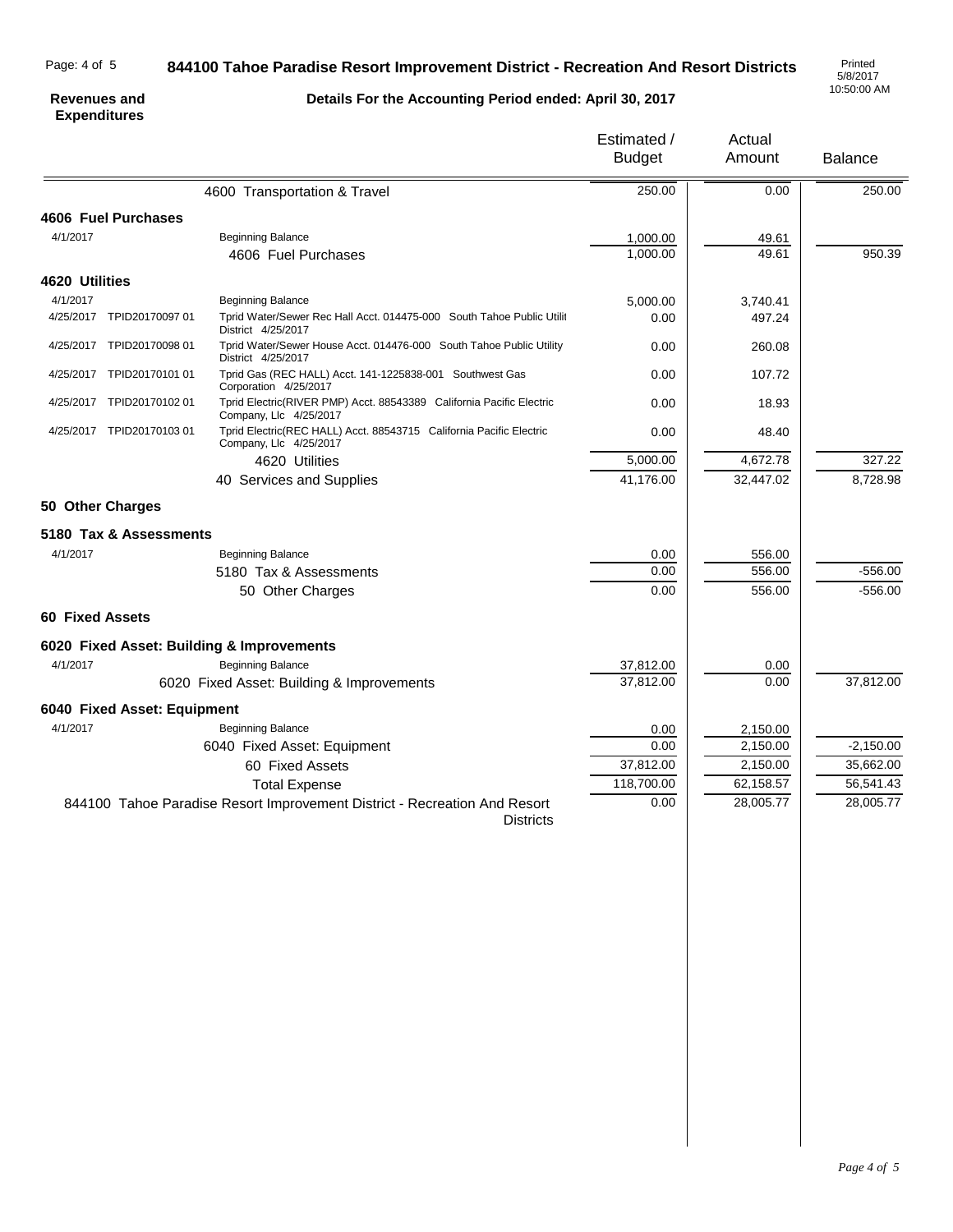# 844100 Tahoe Paradise Resort Improvement District - Recreation And Resort Districts

**Revenues and Expenditures**

**Details For the Accounting Period ended: April 30, 2017**

Printed 5/8/2017 10:50:00 AM

| Date | Reference | Description | Estimated / Budget | Actual Amount | Balance |
|---|---|---|---|---|---|
| | | 4600 Transportation & Travel | 250.00 | 0.00 | 250.00 |
| **4606 Fuel Purchases** | | | | | |
| 4/1/2017 | | Beginning Balance | 1,000.00 | 49.61 | |
| | | 4606 Fuel Purchases | 1,000.00 | 49.61 | 950.39 |
| **4620 Utilities** | | | | | |
| 4/1/2017 | | Beginning Balance | 5,000.00 | 3,740.41 | |
| 4/25/2017 | TPID20170097 01 | Tprid Water/Sewer Rec Hall Acct. 014475-000 South Tahoe Public Utilit District 4/25/2017 | 0.00 | 497.24 | |
| 4/25/2017 | TPID20170098 01 | Tprid Water/Sewer House Acct. 014476-000 South Tahoe Public Utility District 4/25/2017 | 0.00 | 260.08 | |
| 4/25/2017 | TPID20170101 01 | Tprid Gas (REC HALL) Acct. 141-1225838-001 Southwest Gas Corporation 4/25/2017 | 0.00 | 107.72 | |
| 4/25/2017 | TPID20170102 01 | Tprid Electric(RIVER PMP) Acct. 88543389 California Pacific Electric Company, Llc 4/25/2017 | 0.00 | 18.93 | |
| 4/25/2017 | TPID20170103 01 | Tprid Electric(REC HALL) Acct. 88543715 California Pacific Electric Company, Llc 4/25/2017 | 0.00 | 48.40 | |
| | | 4620 Utilities | 5,000.00 | 4,672.78 | 327.22 |
| | | 40 Services and Supplies | 41,176.00 | 32,447.02 | 8,728.98 |
| **50 Other Charges** | | | | | |
| **5180 Tax & Assessments** | | | | | |
| 4/1/2017 | | Beginning Balance | 0.00 | 556.00 | |
| | | 5180 Tax & Assessments | 0.00 | 556.00 | -556.00 |
| | | 50 Other Charges | 0.00 | 556.00 | -556.00 |
| **60 Fixed Assets** | | | | | |
| **6020 Fixed Asset: Building & Improvements** | | | | | |
| 4/1/2017 | | Beginning Balance | 37,812.00 | 0.00 | |
| | | 6020 Fixed Asset: Building & Improvements | 37,812.00 | 0.00 | 37,812.00 |
| **6040 Fixed Asset: Equipment** | | | | | |
| 4/1/2017 | | Beginning Balance | 0.00 | 2,150.00 | |
| | | 6040 Fixed Asset: Equipment | 0.00 | 2,150.00 | -2,150.00 |
| | | 60 Fixed Assets | 37,812.00 | 2,150.00 | 35,662.00 |
| | | Total Expense | 118,700.00 | 62,158.57 | 56,541.43 |
| | | 844100 Tahoe Paradise Resort Improvement District - Recreation And Resort Districts | 0.00 | 28,005.77 | 28,005.77 |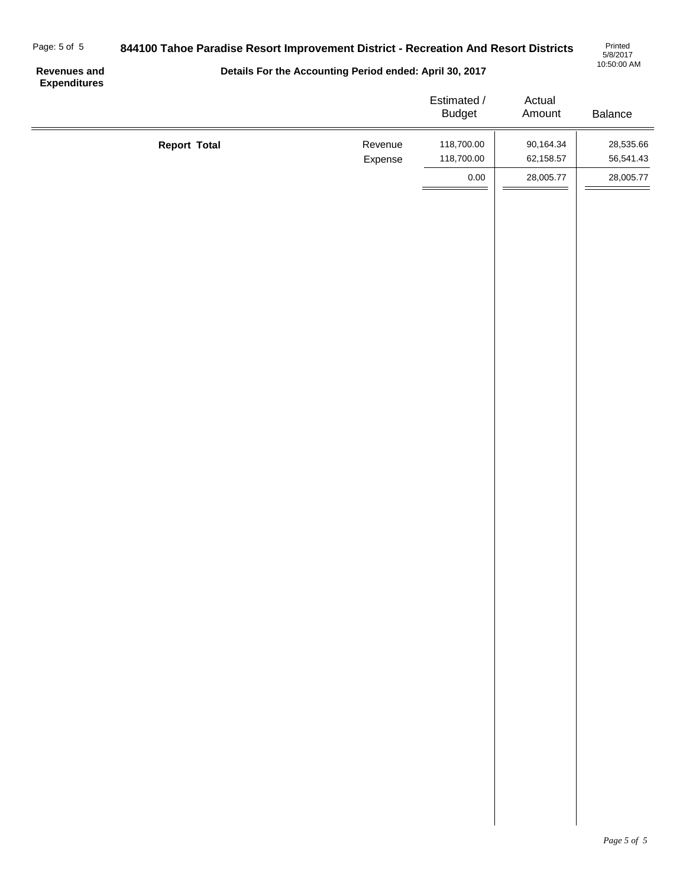| | | Estimated / Budget | Actual Amount | Balance |
|---|---|---|---|---|
| **Report Total** | Revenue | 118,700.00 | 90,164.34 | 28,535.66 |
| | Expense | 118,700.00 | 62,158.57 | 56,541.43 |
| | | 0.00 | 28,005.77 | 28,005.77 |